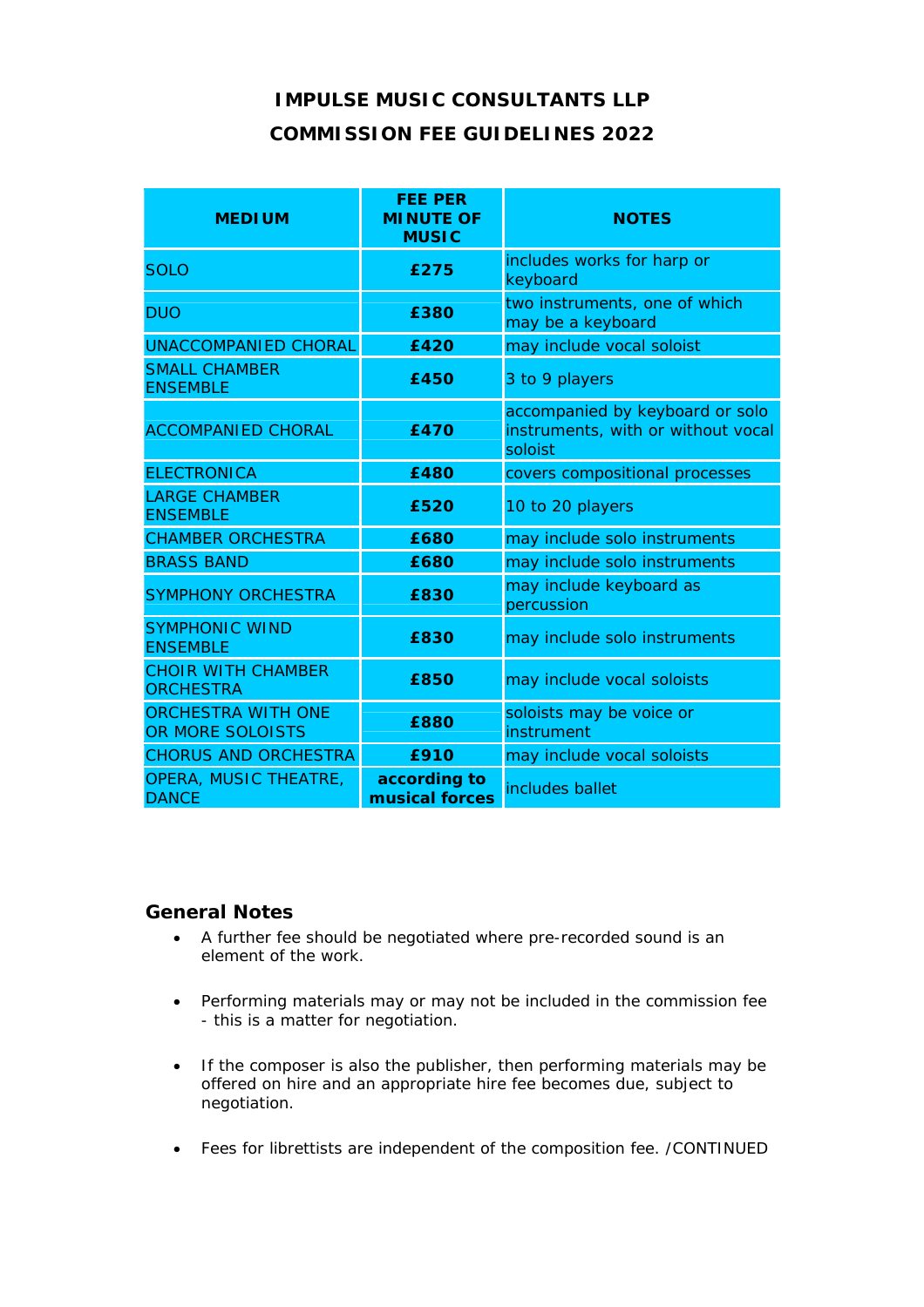# IMPULSE MUSIC CONSULTANTS LLP

## COMMISSION FEE GUIDELINES 2022

| MEDIUM | FEE PER MINUTE OF MUSIC | NOTES |
|---|---|---|
| SOLO | **£275** | includes works for harp or keyboard |
| DUO | **£380** | two instruments, one of which may be a keyboard |
| UNACCOMPANIED CHORAL | **£420** | may include vocal soloist |
| SMALL CHAMBER ENSEMBLE | **£450** | 3 to 9 players |
| ACCOMPANIED CHORAL | **£470** | accompanied by keyboard or solo instruments, with or without vocal soloist |
| ELECTRONICA | **£480** | covers compositional processes |
| LARGE CHAMBER ENSEMBLE | **£520** | 10 to 20 players |
| CHAMBER ORCHESTRA | **£680** | may include solo instruments |
| BRASS BAND | **£680** | may include solo instruments |
| SYMPHONY ORCHESTRA | **£830** | may include keyboard as percussion |
| SYMPHONIC WIND ENSEMBLE | **£830** | may include solo instruments |
| CHOIR WITH CHAMBER ORCHESTRA | **£850** | may include vocal soloists |
| ORCHESTRA WITH ONE OR MORE SOLOISTS | **£880** | soloists may be voice or instrument |
| CHORUS AND ORCHESTRA | **£910** | may include vocal soloists |
| OPERA, MUSIC THEATRE, DANCE | **according to musical forces** | includes ballet |

### General Notes

- A further fee should be negotiated where pre-recorded sound is an element of the work.
- Performing materials may or may not be included in the commission fee - this is a matter for negotiation.
- If the composer is also the publisher, then performing materials may be offered on hire and an appropriate hire fee becomes due, subject to negotiation.
- Fees for librettists are independent of the composition fee. /CONTINUED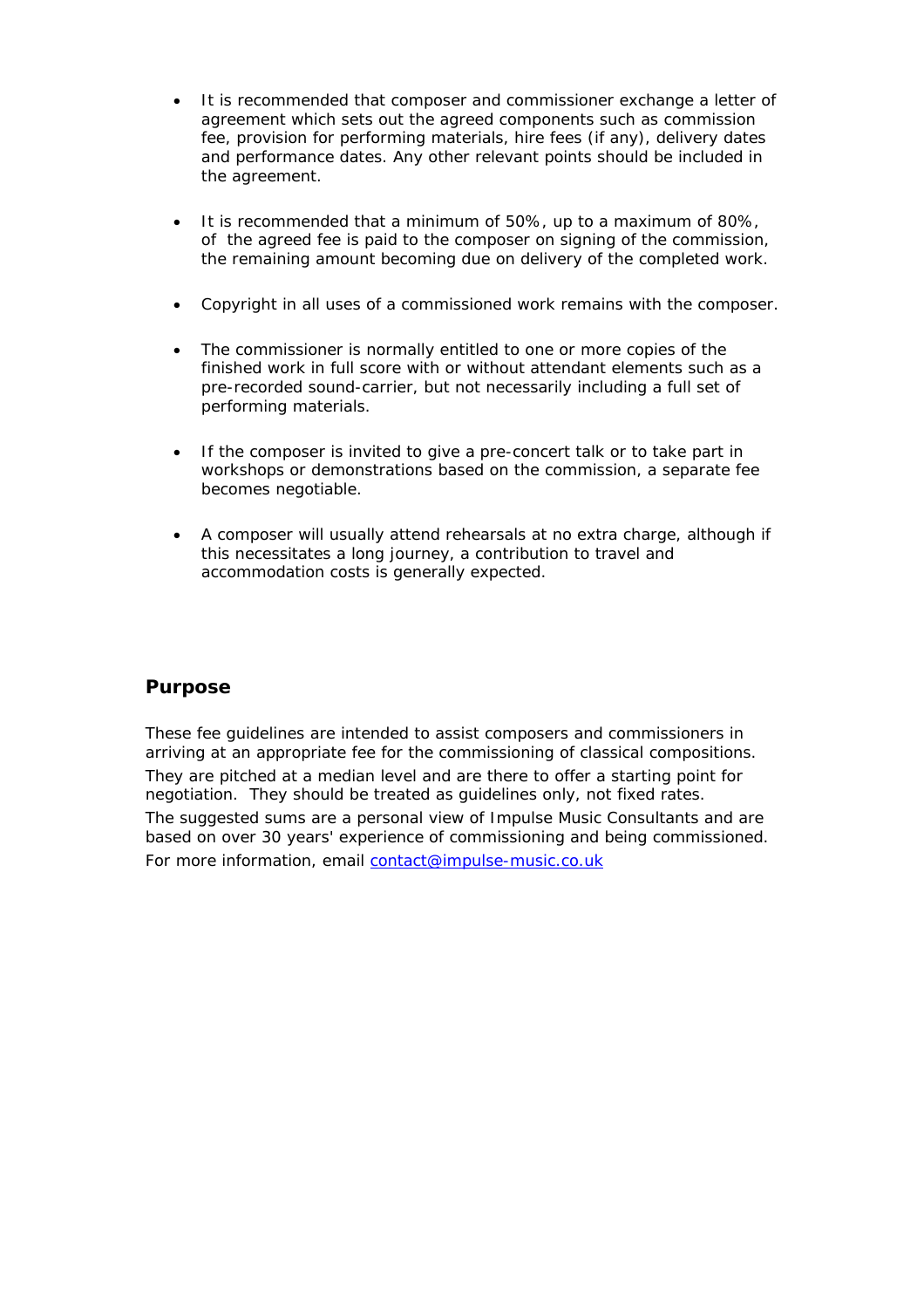- It is recommended that composer and commissioner exchange a letter of agreement which sets out the agreed components such as commission fee, provision for performing materials, hire fees (if any), delivery dates and performance dates. Any other relevant points should be included in the agreement.

- It is recommended that a minimum of 50%, up to a maximum of 80%, of the agreed fee is paid to the composer on signing of the commission, the remaining amount becoming due on delivery of the completed work.

- Copyright in all uses of a commissioned work remains with the composer.

- The commissioner is normally entitled to one or more copies of the finished work in full score with or without attendant elements such as a pre-recorded sound-carrier, but not necessarily including a full set of performing materials.

- If the composer is invited to give a pre-concert talk or to take part in workshops or demonstrations based on the commission, a separate fee becomes negotiable.

- A composer will usually attend rehearsals at no extra charge, although if this necessitates a long journey, a contribution to travel and accommodation costs is generally expected.

## Purpose

These fee guidelines are intended to assist composers and commissioners in arriving at an appropriate fee for the commissioning of classical compositions.

They are pitched at a median level and are there to offer a starting point for negotiation. They should be treated as guidelines only, not fixed rates.

The suggested sums are a personal view of Impulse Music Consultants and are based on over 30 years' experience of commissioning and being commissioned.

For more information, email [contact@impulse-music.co.uk](mailto:contact@impulse-music.co.uk)